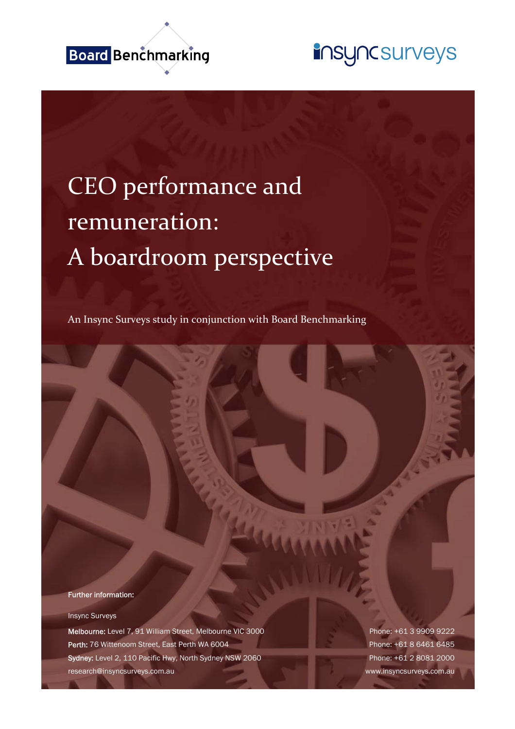Board Benchmarking

insyncsurveys

# CEO performance and remuneration: A boardroom perspective

An Insync Surveys study in conjunction with Board Benchmarking

**Further information:**

Insync Surveys

**Melbourne:** Level 7, 91 William Street, Melbourne VIC 3000 — Phone: +61 3 9909 9222

**Perth:** 76 Wittenoom Street, East Perth WA 6004 — Phone: +61 8 6461 6485

**Sydney:** Level 2, 110 Pacific Hwy, North Sydney NSW 2060 — Phone: +61 2 8081 2000

research@insyncsurveys.com.au

www.insyncsurveys.com.au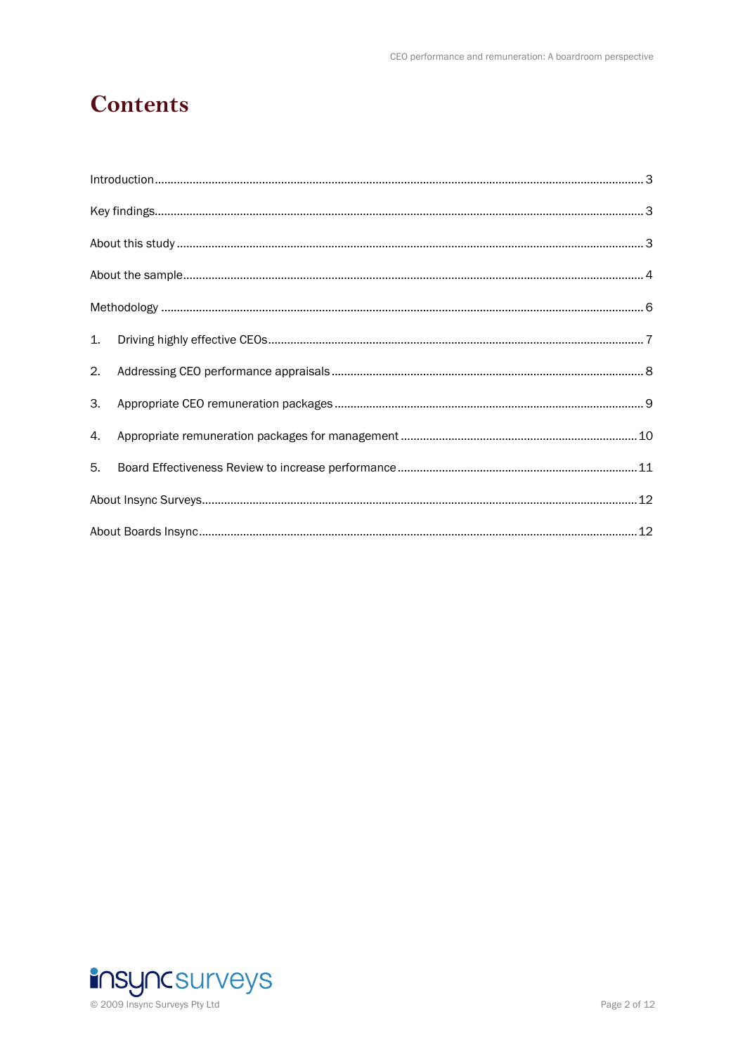# Contents

Introduction ........................................................ 3

Key findings ........................................................ 3

About this study ........................................................ 3

About the sample ........................................................ 4

Methodology ........................................................ 6

1. Driving highly effective CEOs ........................................................ 7
2. Addressing CEO performance appraisals ........................................................ 8
3. Appropriate CEO remuneration packages ........................................................ 9
4. Appropriate remuneration packages for management ........................................................ 10
5. Board Effectiveness Review to increase performance ........................................................ 11

About Insync Surveys ........................................................ 12

About Boards Insync ........................................................ 12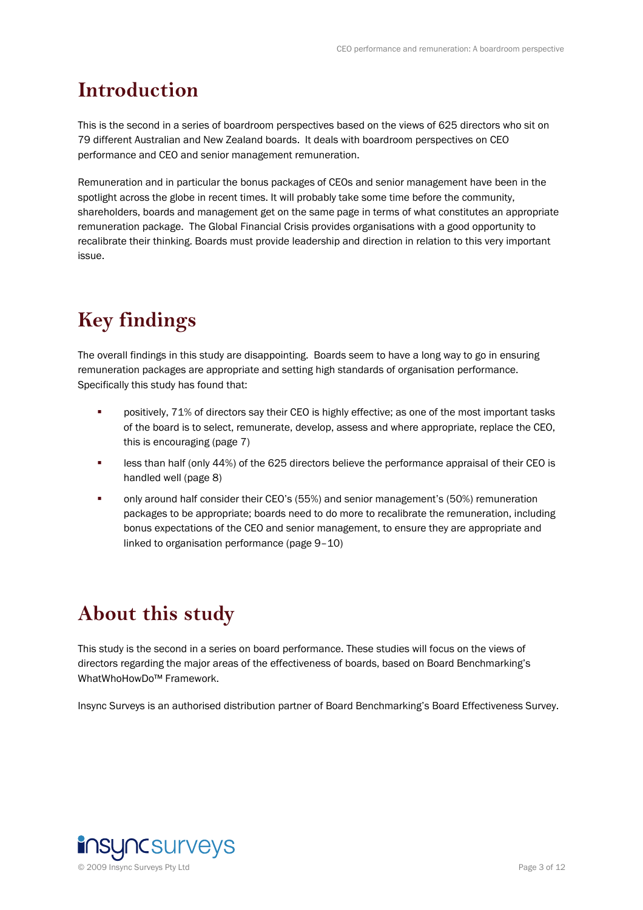# Introduction

This is the second in a series of boardroom perspectives based on the views of 625 directors who sit on 79 different Australian and New Zealand boards. It deals with boardroom perspectives on CEO performance and CEO and senior management remuneration.

Remuneration and in particular the bonus packages of CEOs and senior management have been in the spotlight across the globe in recent times. It will probably take some time before the community, shareholders, boards and management get on the same page in terms of what constitutes an appropriate remuneration package. The Global Financial Crisis provides organisations with a good opportunity to recalibrate their thinking. Boards must provide leadership and direction in relation to this very important issue.

# Key findings

The overall findings in this study are disappointing. Boards seem to have a long way to go in ensuring remuneration packages are appropriate and setting high standards of organisation performance. Specifically this study has found that:

- positively, 71% of directors say their CEO is highly effective; as one of the most important tasks of the board is to select, remunerate, develop, assess and where appropriate, replace the CEO, this is encouraging (page 7)
- less than half (only 44%) of the 625 directors believe the performance appraisal of their CEO is handled well (page 8)
- only around half consider their CEO's (55%) and senior management's (50%) remuneration packages to be appropriate; boards need to do more to recalibrate the remuneration, including bonus expectations of the CEO and senior management, to ensure they are appropriate and linked to organisation performance (page 9–10)

# About this study

This study is the second in a series on board performance. These studies will focus on the views of directors regarding the major areas of the effectiveness of boards, based on Board Benchmarking's WhatWhoHowDo™ Framework.

Insync Surveys is an authorised distribution partner of Board Benchmarking's Board Effectiveness Survey.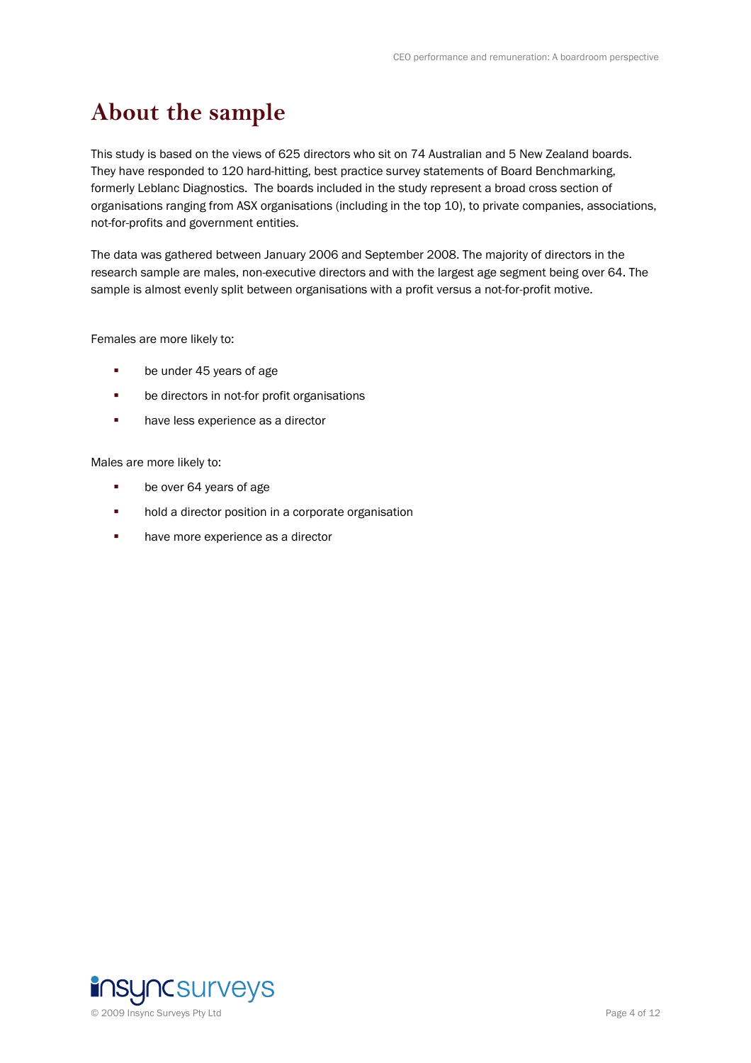# About the sample

This study is based on the views of 625 directors who sit on 74 Australian and 5 New Zealand boards. They have responded to 120 hard-hitting, best practice survey statements of Board Benchmarking, formerly Leblanc Diagnostics. The boards included in the study represent a broad cross section of organisations ranging from ASX organisations (including in the top 10), to private companies, associations, not-for-profits and government entities.

The data was gathered between January 2006 and September 2008. The majority of directors in the research sample are males, non-executive directors and with the largest age segment being over 64. The sample is almost evenly split between organisations with a profit versus a not-for-profit motive.

Females are more likely to:

- be under 45 years of age
- be directors in not-for profit organisations
- have less experience as a director

Males are more likely to:

- be over 64 years of age
- hold a director position in a corporate organisation
- have more experience as a director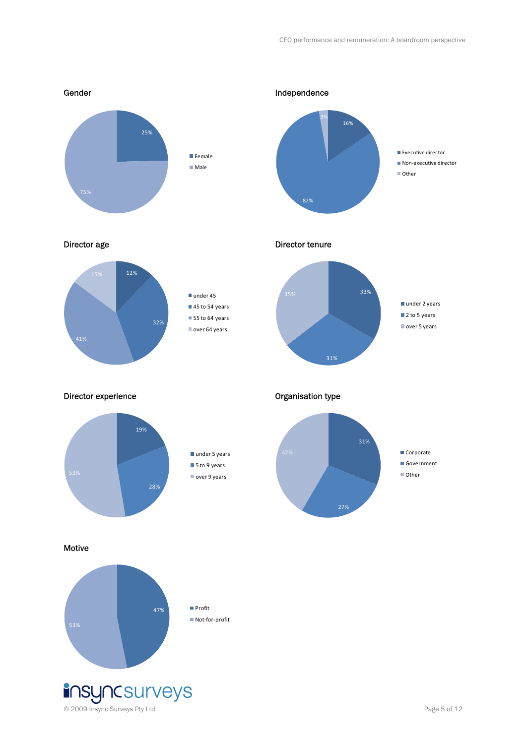## Gender

| Category | Percentage |
| --- | --- |
| Female | 25% |
| Male | 75% |

## Independence

| Category | Percentage |
| --- | --- |
| Executive director | 16% |
| Non-executive director | 82% |
| Other | 3% |

## Director age

| Category | Percentage |
| --- | --- |
| under 45 | 12% |
| 45 to 54 years | 32% |
| 55 to 64 years | 41% |
| over 64 years | 15% |

## Director tenure

| Category | Percentage |
| --- | --- |
| under 2 years | 33% |
| 2 to 5 years | 31% |
| over 5 years | 35% |

## Director experience

| Category | Percentage |
| --- | --- |
| under 5 years | 19% |
| 5 to 9 years | 28% |
| over 9 years | 53% |

## Organisation type

| Category | Percentage |
| --- | --- |
| Corporate | 31% |
| Government | 27% |
| Other | 42% |

## Motive

| Category | Percentage |
| --- | --- |
| Profit | 47% |
| Not-for-profit | 53% |

insyncsurveys

© 2009 Insync Surveys Pty Ltd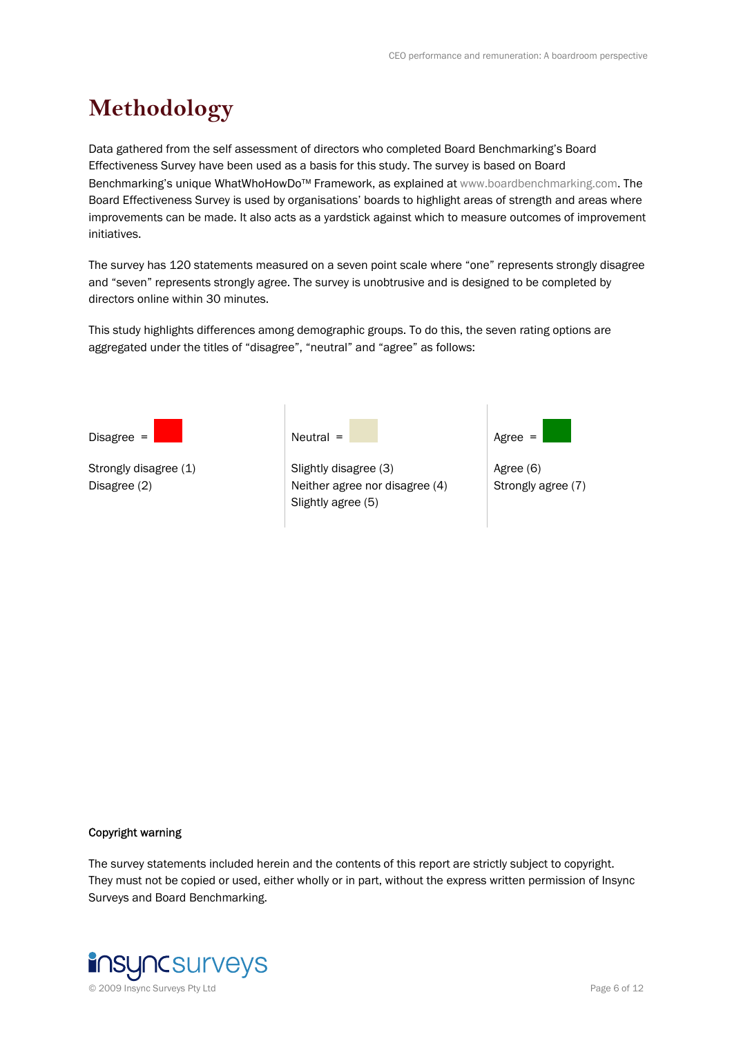# Methodology

Data gathered from the self assessment of directors who completed Board Benchmarking's Board Effectiveness Survey have been used as a basis for this study. The survey is based on Board Benchmarking's unique WhatWhoHowDo™ Framework, as explained at www.boardbenchmarking.com. The Board Effectiveness Survey is used by organisations' boards to highlight areas of strength and areas where improvements can be made. It also acts as a yardstick against which to measure outcomes of improvement initiatives.

The survey has 120 statements measured on a seven point scale where "one" represents strongly disagree and "seven" represents strongly agree. The survey is unobtrusive and is designed to be completed by directors online within 30 minutes.

This study highlights differences among demographic groups. To do this, the seven rating options are aggregated under the titles of "disagree", "neutral" and "agree" as follows:

| Disagree = | Neutral = | Agree = |
|---|---|---|
| Strongly disagree (1) | Slightly disagree (3) | Agree (6) |
| Disagree (2) | Neither agree nor disagree (4) | Strongly agree (7) |
| | Slightly agree (5) | |

**Copyright warning**

The survey statements included herein and the contents of this report are strictly subject to copyright. They must not be copied or used, either wholly or in part, without the express written permission of Insync Surveys and Board Benchmarking.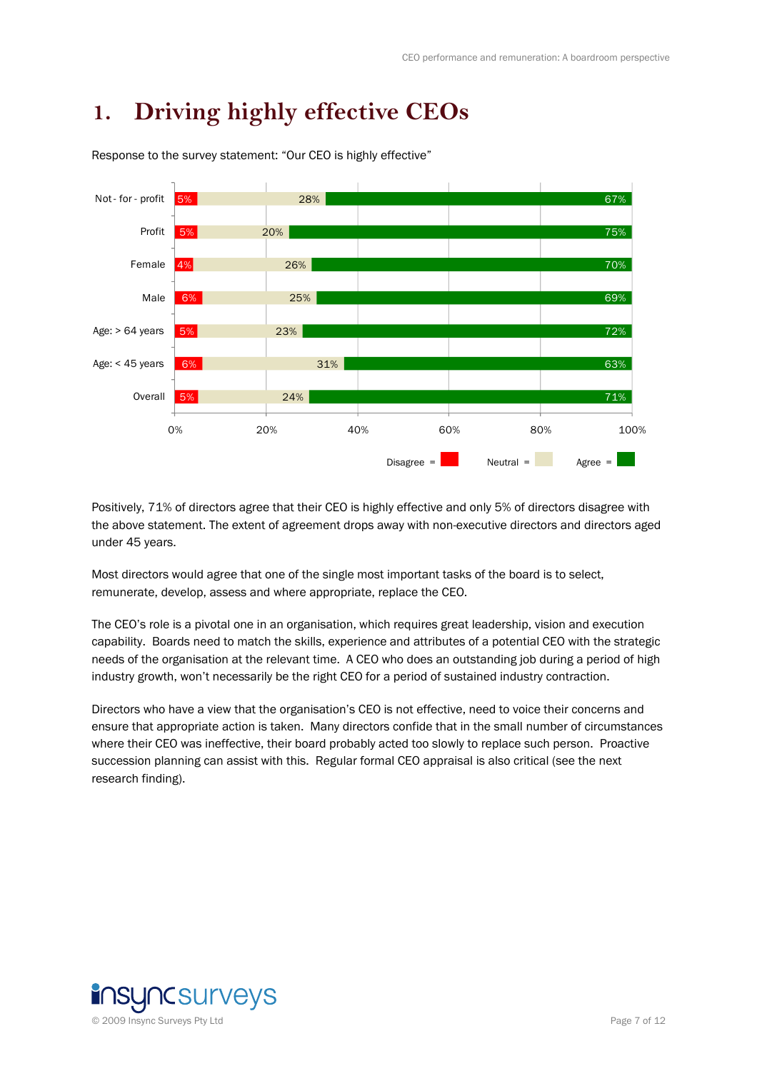# 1. Driving highly effective CEOs

Response to the survey statement: "Our CEO is highly effective"

| | Disagree | Neutral | Agree |
|---|---|---|---|
| Not - for - profit | 5% | 28% | 67% |
| Profit | 5% | 20% | 75% |
| Female | 4% | 26% | 70% |
| Male | 6% | 25% | 69% |
| Age: > 64 years | 5% | 23% | 72% |
| Age: < 45 years | 6% | 31% | 63% |
| Overall | 5% | 24% | 71% |

Positively, 71% of directors agree that their CEO is highly effective and only 5% of directors disagree with the above statement. The extent of agreement drops away with non-executive directors and directors aged under 45 years.

Most directors would agree that one of the single most important tasks of the board is to select, remunerate, develop, assess and where appropriate, replace the CEO.

The CEO's role is a pivotal one in an organisation, which requires great leadership, vision and execution capability. Boards need to match the skills, experience and attributes of a potential CEO with the strategic needs of the organisation at the relevant time. A CEO who does an outstanding job during a period of high industry growth, won't necessarily be the right CEO for a period of sustained industry contraction.

Directors who have a view that the organisation's CEO is not effective, need to voice their concerns and ensure that appropriate action is taken. Many directors confide that in the small number of circumstances where their CEO was ineffective, their board probably acted too slowly to replace such person. Proactive succession planning can assist with this. Regular formal CEO appraisal is also critical (see the next research finding).

insyncsurveys

© 2009 Insync Surveys Pty Ltd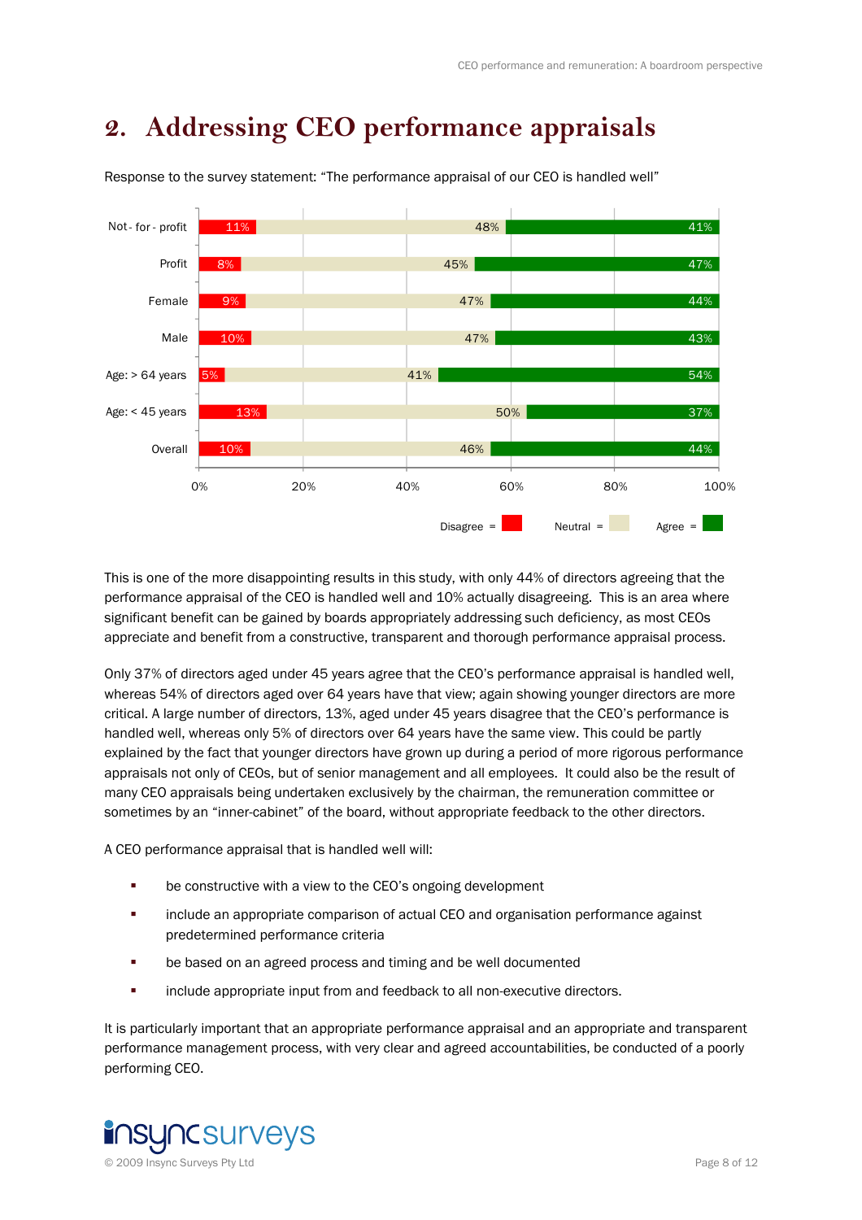# 2. Addressing CEO performance appraisals

Response to the survey statement: "The performance appraisal of our CEO is handled well"

| | Disagree | Neutral | Agree |
|---|---|---|---|
| Not-for-profit | 11% | 48% | 41% |
| Profit | 8% | 45% | 47% |
| Female | 9% | 47% | 44% |
| Male | 10% | 47% | 43% |
| Age: > 64 years | 5% | 41% | 54% |
| Age: < 45 years | 13% | 50% | 37% |
| Overall | 10% | 46% | 44% |

This is one of the more disappointing results in this study, with only 44% of directors agreeing that the performance appraisal of the CEO is handled well and 10% actually disagreeing. This is an area where significant benefit can be gained by boards appropriately addressing such deficiency, as most CEOs appreciate and benefit from a constructive, transparent and thorough performance appraisal process.

Only 37% of directors aged under 45 years agree that the CEO's performance appraisal is handled well, whereas 54% of directors aged over 64 years have that view; again showing younger directors are more critical. A large number of directors, 13%, aged under 45 years disagree that the CEO's performance is handled well, whereas only 5% of directors over 64 years have the same view. This could be partly explained by the fact that younger directors have grown up during a period of more rigorous performance appraisals not only of CEOs, but of senior management and all employees. It could also be the result of many CEO appraisals being undertaken exclusively by the chairman, the remuneration committee or sometimes by an "inner-cabinet" of the board, without appropriate feedback to the other directors.

A CEO performance appraisal that is handled well will:

- be constructive with a view to the CEO's ongoing development
- include an appropriate comparison of actual CEO and organisation performance against predetermined performance criteria
- be based on an agreed process and timing and be well documented
- include appropriate input from and feedback to all non-executive directors.

It is particularly important that an appropriate performance appraisal and an appropriate and transparent performance management process, with very clear and agreed accountabilities, be conducted of a poorly performing CEO.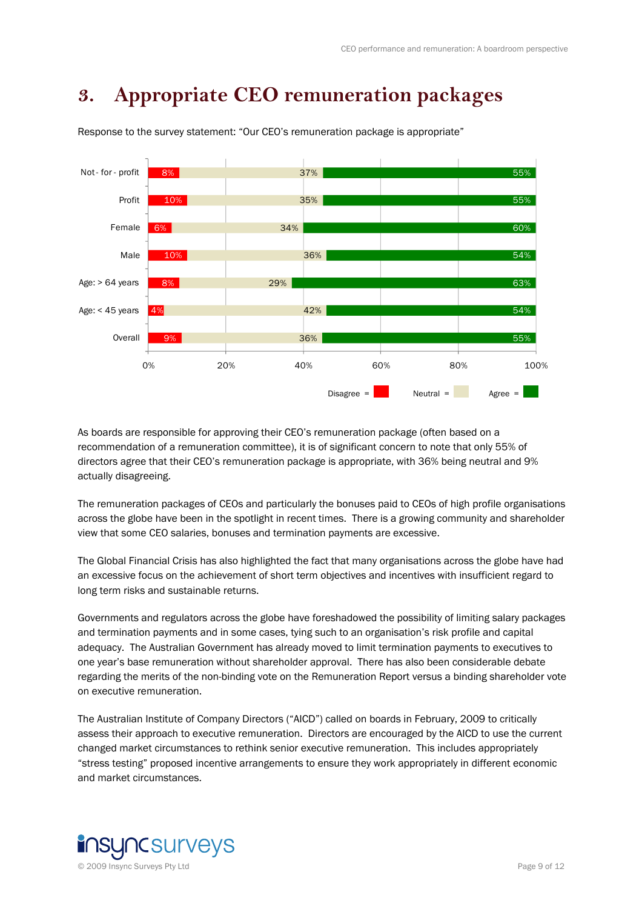# 3. Appropriate CEO remuneration packages

Response to the survey statement: "Our CEO's remuneration package is appropriate"

| | Disagree | Neutral | Agree |
|---|---|---|---|
| Not-for-profit | 8% | 37% | 55% |
| Profit | 10% | 35% | 55% |
| Female | 6% | 34% | 60% |
| Male | 10% | 36% | 54% |
| Age: > 64 years | 8% | 29% | 63% |
| Age: < 45 years | 4% | 42% | 54% |
| Overall | 9% | 36% | 55% |

As boards are responsible for approving their CEO's remuneration package (often based on a recommendation of a remuneration committee), it is of significant concern to note that only 55% of directors agree that their CEO's remuneration package is appropriate, with 36% being neutral and 9% actually disagreeing.

The remuneration packages of CEOs and particularly the bonuses paid to CEOs of high profile organisations across the globe have been in the spotlight in recent times. There is a growing community and shareholder view that some CEO salaries, bonuses and termination payments are excessive.

The Global Financial Crisis has also highlighted the fact that many organisations across the globe have had an excessive focus on the achievement of short term objectives and incentives with insufficient regard to long term risks and sustainable returns.

Governments and regulators across the globe have foreshadowed the possibility of limiting salary packages and termination payments and in some cases, tying such to an organisation's risk profile and capital adequacy. The Australian Government has already moved to limit termination payments to executives to one year's base remuneration without shareholder approval. There has also been considerable debate regarding the merits of the non-binding vote on the Remuneration Report versus a binding shareholder vote on executive remuneration.

The Australian Institute of Company Directors ("AICD") called on boards in February, 2009 to critically assess their approach to executive remuneration. Directors are encouraged by the AICD to use the current changed market circumstances to rethink senior executive remuneration. This includes appropriately "stress testing" proposed incentive arrangements to ensure they work appropriately in different economic and market circumstances.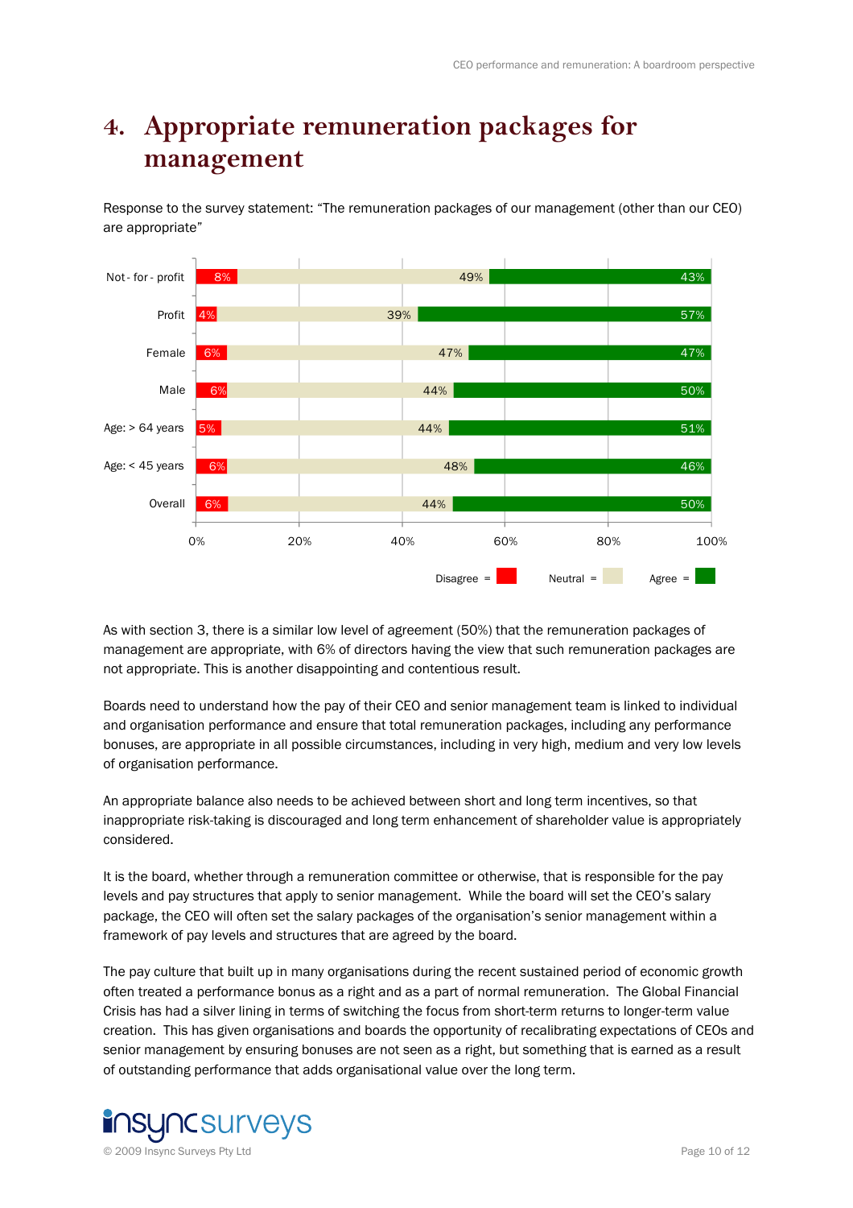# 4. Appropriate remuneration packages for management

Response to the survey statement: "The remuneration packages of our management (other than our CEO) are appropriate"

| | Disagree | Neutral | Agree |
|---|---|---|---|
| Not-for-profit | 8% | 49% | 43% |
| Profit | 4% | 39% | 57% |
| Female | 6% | 47% | 47% |
| Male | 6% | 44% | 50% |
| Age: > 64 years | 5% | 44% | 51% |
| Age: < 45 years | 6% | 48% | 46% |
| Overall | 6% | 44% | 50% |

As with section 3, there is a similar low level of agreement (50%) that the remuneration packages of management are appropriate, with 6% of directors having the view that such remuneration packages are not appropriate. This is another disappointing and contentious result.

Boards need to understand how the pay of their CEO and senior management team is linked to individual and organisation performance and ensure that total remuneration packages, including any performance bonuses, are appropriate in all possible circumstances, including in very high, medium and very low levels of organisation performance.

An appropriate balance also needs to be achieved between short and long term incentives, so that inappropriate risk-taking is discouraged and long term enhancement of shareholder value is appropriately considered.

It is the board, whether through a remuneration committee or otherwise, that is responsible for the pay levels and pay structures that apply to senior management. While the board will set the CEO's salary package, the CEO will often set the salary packages of the organisation's senior management within a framework of pay levels and structures that are agreed by the board.

The pay culture that built up in many organisations during the recent sustained period of economic growth often treated a performance bonus as a right and as a part of normal remuneration. The Global Financial Crisis has had a silver lining in terms of switching the focus from short-term returns to longer-term value creation. This has given organisations and boards the opportunity of recalibrating expectations of CEOs and senior management by ensuring bonuses are not seen as a right, but something that is earned as a result of outstanding performance that adds organisational value over the long term.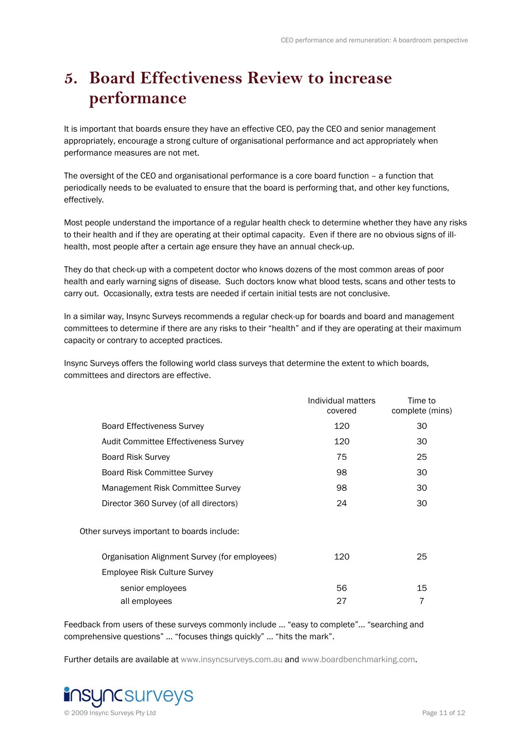# 5. Board Effectiveness Review to increase performance

It is important that boards ensure they have an effective CEO, pay the CEO and senior management appropriately, encourage a strong culture of organisational performance and act appropriately when performance measures are not met.

The oversight of the CEO and organisational performance is a core board function – a function that periodically needs to be evaluated to ensure that the board is performing that, and other key functions, effectively.

Most people understand the importance of a regular health check to determine whether they have any risks to their health and if they are operating at their optimal capacity. Even if there are no obvious signs of ill-health, most people after a certain age ensure they have an annual check-up.

They do that check-up with a competent doctor who knows dozens of the most common areas of poor health and early warning signs of disease. Such doctors know what blood tests, scans and other tests to carry out. Occasionally, extra tests are needed if certain initial tests are not conclusive.

In a similar way, Insync Surveys recommends a regular check-up for boards and board and management committees to determine if there are any risks to their "health" and if they are operating at their maximum capacity or contrary to accepted practices.

Insync Surveys offers the following world class surveys that determine the extent to which boards, committees and directors are effective.

| | Individual matters covered | Time to complete (mins) |
|---|---|---|
| Board Effectiveness Survey | 120 | 30 |
| Audit Committee Effectiveness Survey | 120 | 30 |
| Board Risk Survey | 75 | 25 |
| Board Risk Committee Survey | 98 | 30 |
| Management Risk Committee Survey | 98 | 30 |
| Director 360 Survey (of all directors) | 24 | 30 |

Other surveys important to boards include:

| | Individual matters covered | Time to complete (mins) |
|---|---|---|
| Organisation Alignment Survey (for employees) | 120 | 25 |
| Employee Risk Culture Survey | | |
| senior employees | 56 | 15 |
| all employees | 27 | 7 |

Feedback from users of these surveys commonly include … "easy to complete"… "searching and comprehensive questions" … "focuses things quickly" … "hits the mark".

Further details are available at www.insyncsurveys.com.au and www.boardbenchmarking.com.

insyncsurveys

© 2009 Insync Surveys Pty Ltd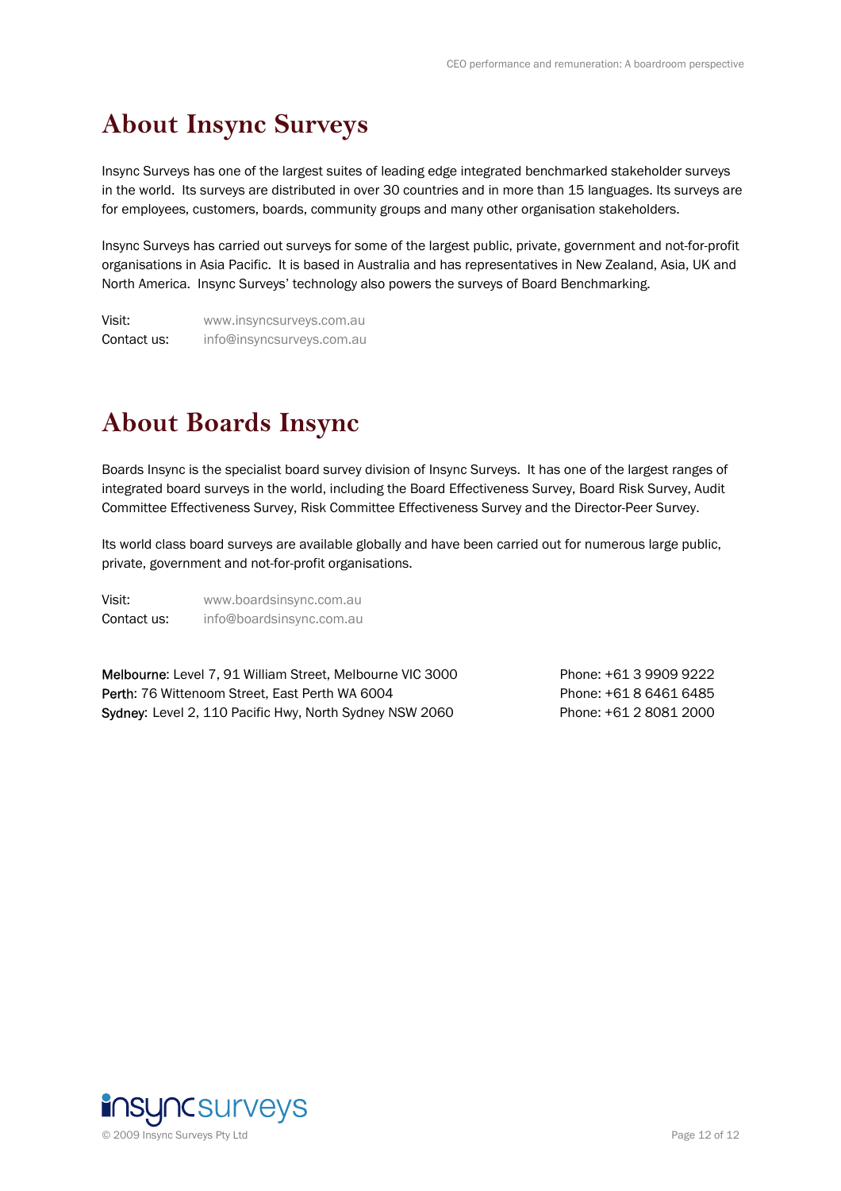# About Insync Surveys

Insync Surveys has one of the largest suites of leading edge integrated benchmarked stakeholder surveys in the world. Its surveys are distributed in over 30 countries and in more than 15 languages. Its surveys are for employees, customers, boards, community groups and many other organisation stakeholders.

Insync Surveys has carried out surveys for some of the largest public, private, government and not-for-profit organisations in Asia Pacific. It is based in Australia and has representatives in New Zealand, Asia, UK and North America. Insync Surveys' technology also powers the surveys of Board Benchmarking.

Visit: www.insyncsurveys.com.au
Contact us: info@insyncsurveys.com.au

# About Boards Insync

Boards Insync is the specialist board survey division of Insync Surveys. It has one of the largest ranges of integrated board surveys in the world, including the Board Effectiveness Survey, Board Risk Survey, Audit Committee Effectiveness Survey, Risk Committee Effectiveness Survey and the Director-Peer Survey.

Its world class board surveys are available globally and have been carried out for numerous large public, private, government and not-for-profit organisations.

Visit: www.boardsinsync.com.au
Contact us: info@boardsinsync.com.au

Melbourne: Level 7, 91 William Street, Melbourne VIC 3000 — Phone: +61 3 9909 9222
Perth: 76 Wittenoom Street, East Perth WA 6004 — Phone: +61 8 6461 6485
Sydney: Level 2, 110 Pacific Hwy, North Sydney NSW 2060 — Phone: +61 2 8081 2000

insyncsurveys

© 2009 Insync Surveys Pty Ltd